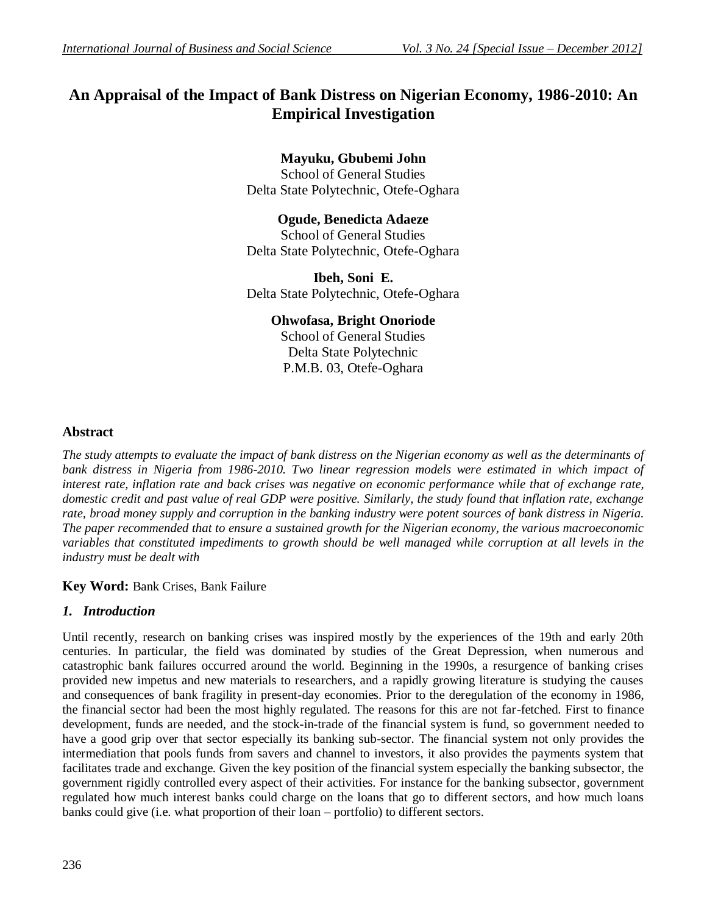# An Appraisal of the Impact of Bank Distress on Nigerian Economy, 1986-2010: An Empirical Investigation

**Mayuku, Gbubemi John**
School of General Studies
Delta State Polytechnic, Otefe-Oghara

**Ogude, Benedicta Adaeze**
School of General Studies
Delta State Polytechnic, Otefe-Oghara

**Ibeh, Soni E.**
Delta State Polytechnic, Otefe-Oghara

**Ohwofasa, Bright Onoriode**
School of General Studies
Delta State Polytechnic
P.M.B. 03, Otefe-Oghara

## Abstract

*The study attempts to evaluate the impact of bank distress on the Nigerian economy as well as the determinants of bank distress in Nigeria from 1986-2010. Two linear regression models were estimated in which impact of interest rate, inflation rate and back crises was negative on economic performance while that of exchange rate, domestic credit and past value of real GDP were positive. Similarly, the study found that inflation rate, exchange rate, broad money supply and corruption in the banking industry were potent sources of bank distress in Nigeria. The paper recommended that to ensure a sustained growth for the Nigerian economy, the various macroeconomic variables that constituted impediments to growth should be well managed while corruption at all levels in the industry must be dealt with*

**Key Word:** Bank Crises, Bank Failure

## *1. Introduction*

Until recently, research on banking crises was inspired mostly by the experiences of the 19th and early 20th centuries. In particular, the field was dominated by studies of the Great Depression, when numerous and catastrophic bank failures occurred around the world. Beginning in the 1990s, a resurgence of banking crises provided new impetus and new materials to researchers, and a rapidly growing literature is studying the causes and consequences of bank fragility in present-day economies. Prior to the deregulation of the economy in 1986, the financial sector had been the most highly regulated. The reasons for this are not far-fetched. First to finance development, funds are needed, and the stock-in-trade of the financial system is fund, so government needed to have a good grip over that sector especially its banking sub-sector. The financial system not only provides the intermediation that pools funds from savers and channel to investors, it also provides the payments system that facilitates trade and exchange. Given the key position of the financial system especially the banking subsector, the government rigidly controlled every aspect of their activities. For instance for the banking subsector, government regulated how much interest banks could charge on the loans that go to different sectors, and how much loans banks could give (i.e. what proportion of their loan – portfolio) to different sectors.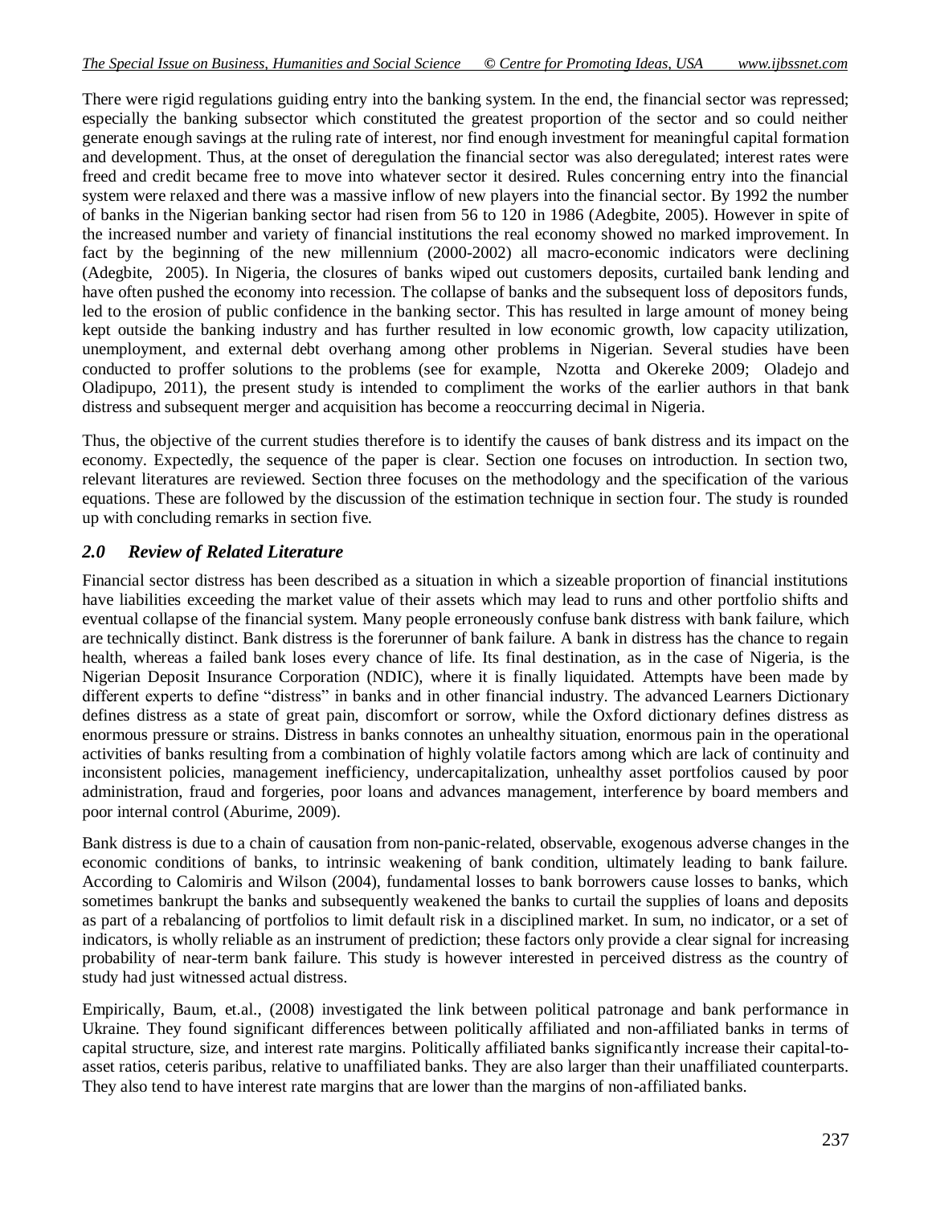There were rigid regulations guiding entry into the banking system. In the end, the financial sector was repressed; especially the banking subsector which constituted the greatest proportion of the sector and so could neither generate enough savings at the ruling rate of interest, nor find enough investment for meaningful capital formation and development. Thus, at the onset of deregulation the financial sector was also deregulated; interest rates were freed and credit became free to move into whatever sector it desired. Rules concerning entry into the financial system were relaxed and there was a massive inflow of new players into the financial sector. By 1992 the number of banks in the Nigerian banking sector had risen from 56 to 120 in 1986 (Adegbite, 2005). However in spite of the increased number and variety of financial institutions the real economy showed no marked improvement. In fact by the beginning of the new millennium (2000-2002) all macro-economic indicators were declining (Adegbite, 2005). In Nigeria, the closures of banks wiped out customers deposits, curtailed bank lending and have often pushed the economy into recession. The collapse of banks and the subsequent loss of depositors funds, led to the erosion of public confidence in the banking sector. This has resulted in large amount of money being kept outside the banking industry and has further resulted in low economic growth, low capacity utilization, unemployment, and external debt overhang among other problems in Nigerian. Several studies have been conducted to proffer solutions to the problems (see for example, Nzotta and Okereke 2009; Oladejo and Oladipupo, 2011), the present study is intended to compliment the works of the earlier authors in that bank distress and subsequent merger and acquisition has become a reoccurring decimal in Nigeria.

Thus, the objective of the current studies therefore is to identify the causes of bank distress and its impact on the economy. Expectedly, the sequence of the paper is clear. Section one focuses on introduction. In section two, relevant literatures are reviewed. Section three focuses on the methodology and the specification of the various equations. These are followed by the discussion of the estimation technique in section four. The study is rounded up with concluding remarks in section five.

## *2.0 Review of Related Literature*

Financial sector distress has been described as a situation in which a sizeable proportion of financial institutions have liabilities exceeding the market value of their assets which may lead to runs and other portfolio shifts and eventual collapse of the financial system. Many people erroneously confuse bank distress with bank failure, which are technically distinct. Bank distress is the forerunner of bank failure. A bank in distress has the chance to regain health, whereas a failed bank loses every chance of life. Its final destination, as in the case of Nigeria, is the Nigerian Deposit Insurance Corporation (NDIC), where it is finally liquidated. Attempts have been made by different experts to define "distress" in banks and in other financial industry. The advanced Learners Dictionary defines distress as a state of great pain, discomfort or sorrow, while the Oxford dictionary defines distress as enormous pressure or strains. Distress in banks connotes an unhealthy situation, enormous pain in the operational activities of banks resulting from a combination of highly volatile factors among which are lack of continuity and inconsistent policies, management inefficiency, undercapitalization, unhealthy asset portfolios caused by poor administration, fraud and forgeries, poor loans and advances management, interference by board members and poor internal control (Aburime, 2009).

Bank distress is due to a chain of causation from non-panic-related, observable, exogenous adverse changes in the economic conditions of banks, to intrinsic weakening of bank condition, ultimately leading to bank failure. According to Calomiris and Wilson (2004), fundamental losses to bank borrowers cause losses to banks, which sometimes bankrupt the banks and subsequently weakened the banks to curtail the supplies of loans and deposits as part of a rebalancing of portfolios to limit default risk in a disciplined market. In sum, no indicator, or a set of indicators, is wholly reliable as an instrument of prediction; these factors only provide a clear signal for increasing probability of near-term bank failure. This study is however interested in perceived distress as the country of study had just witnessed actual distress.

Empirically, Baum, et.al., (2008) investigated the link between political patronage and bank performance in Ukraine. They found significant differences between politically affiliated and non-affiliated banks in terms of capital structure, size, and interest rate margins. Politically affiliated banks significantly increase their capital-to-asset ratios, ceteris paribus, relative to unaffiliated banks. They are also larger than their unaffiliated counterparts. They also tend to have interest rate margins that are lower than the margins of non-affiliated banks.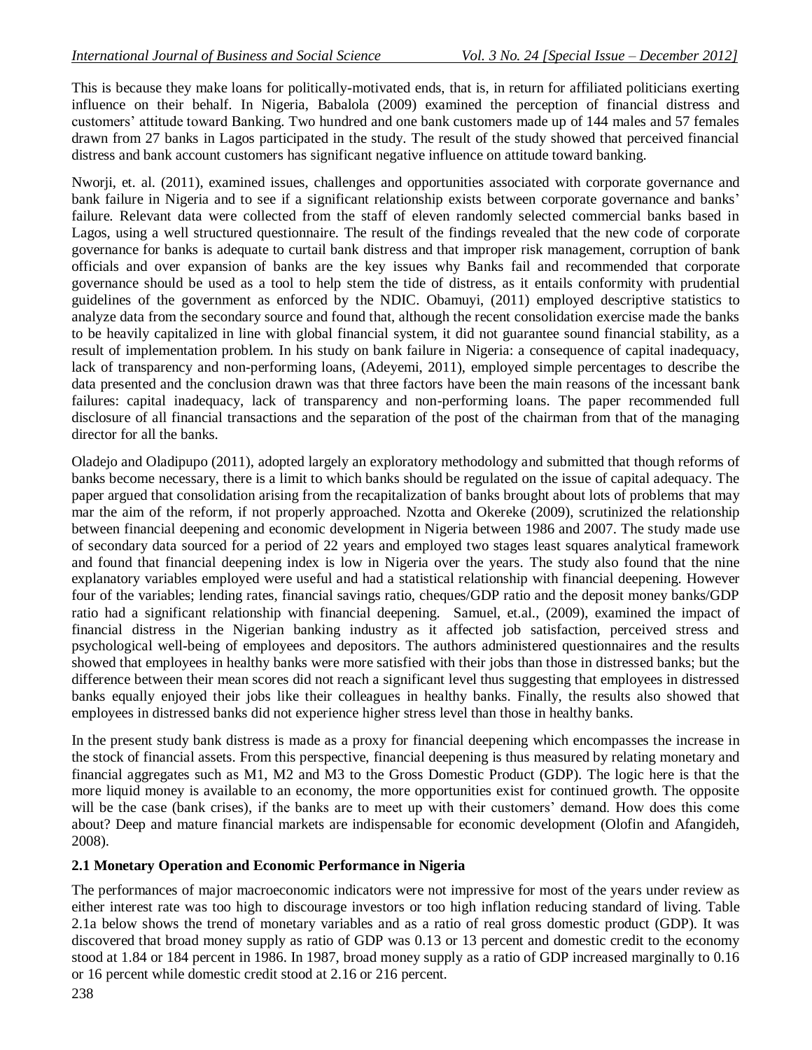This is because they make loans for politically-motivated ends, that is, in return for affiliated politicians exerting influence on their behalf. In Nigeria, Babalola (2009) examined the perception of financial distress and customers' attitude toward Banking. Two hundred and one bank customers made up of 144 males and 57 females drawn from 27 banks in Lagos participated in the study. The result of the study showed that perceived financial distress and bank account customers has significant negative influence on attitude toward banking.

Nworji, et. al. (2011), examined issues, challenges and opportunities associated with corporate governance and bank failure in Nigeria and to see if a significant relationship exists between corporate governance and banks' failure. Relevant data were collected from the staff of eleven randomly selected commercial banks based in Lagos, using a well structured questionnaire. The result of the findings revealed that the new code of corporate governance for banks is adequate to curtail bank distress and that improper risk management, corruption of bank officials and over expansion of banks are the key issues why Banks fail and recommended that corporate governance should be used as a tool to help stem the tide of distress, as it entails conformity with prudential guidelines of the government as enforced by the NDIC. Obamuyi, (2011) employed descriptive statistics to analyze data from the secondary source and found that, although the recent consolidation exercise made the banks to be heavily capitalized in line with global financial system, it did not guarantee sound financial stability, as a result of implementation problem. In his study on bank failure in Nigeria: a consequence of capital inadequacy, lack of transparency and non-performing loans, (Adeyemi, 2011), employed simple percentages to describe the data presented and the conclusion drawn was that three factors have been the main reasons of the incessant bank failures: capital inadequacy, lack of transparency and non-performing loans. The paper recommended full disclosure of all financial transactions and the separation of the post of the chairman from that of the managing director for all the banks.

Oladejo and Oladipupo (2011), adopted largely an exploratory methodology and submitted that though reforms of banks become necessary, there is a limit to which banks should be regulated on the issue of capital adequacy. The paper argued that consolidation arising from the recapitalization of banks brought about lots of problems that may mar the aim of the reform, if not properly approached. Nzotta and Okereke (2009), scrutinized the relationship between financial deepening and economic development in Nigeria between 1986 and 2007. The study made use of secondary data sourced for a period of 22 years and employed two stages least squares analytical framework and found that financial deepening index is low in Nigeria over the years. The study also found that the nine explanatory variables employed were useful and had a statistical relationship with financial deepening. However four of the variables; lending rates, financial savings ratio, cheques/GDP ratio and the deposit money banks/GDP ratio had a significant relationship with financial deepening. Samuel, et.al., (2009), examined the impact of financial distress in the Nigerian banking industry as it affected job satisfaction, perceived stress and psychological well-being of employees and depositors. The authors administered questionnaires and the results showed that employees in healthy banks were more satisfied with their jobs than those in distressed banks; but the difference between their mean scores did not reach a significant level thus suggesting that employees in distressed banks equally enjoyed their jobs like their colleagues in healthy banks. Finally, the results also showed that employees in distressed banks did not experience higher stress level than those in healthy banks.

In the present study bank distress is made as a proxy for financial deepening which encompasses the increase in the stock of financial assets. From this perspective, financial deepening is thus measured by relating monetary and financial aggregates such as M1, M2 and M3 to the Gross Domestic Product (GDP). The logic here is that the more liquid money is available to an economy, the more opportunities exist for continued growth. The opposite will be the case (bank crises), if the banks are to meet up with their customers' demand. How does this come about? Deep and mature financial markets are indispensable for economic development (Olofin and Afangideh, 2008).

### 2.1 Monetary Operation and Economic Performance in Nigeria

The performances of major macroeconomic indicators were not impressive for most of the years under review as either interest rate was too high to discourage investors or too high inflation reducing standard of living. Table 2.1a below shows the trend of monetary variables and as a ratio of real gross domestic product (GDP). It was discovered that broad money supply as ratio of GDP was 0.13 or 13 percent and domestic credit to the economy stood at 1.84 or 184 percent in 1986. In 1987, broad money supply as a ratio of GDP increased marginally to 0.16 or 16 percent while domestic credit stood at 2.16 or 216 percent.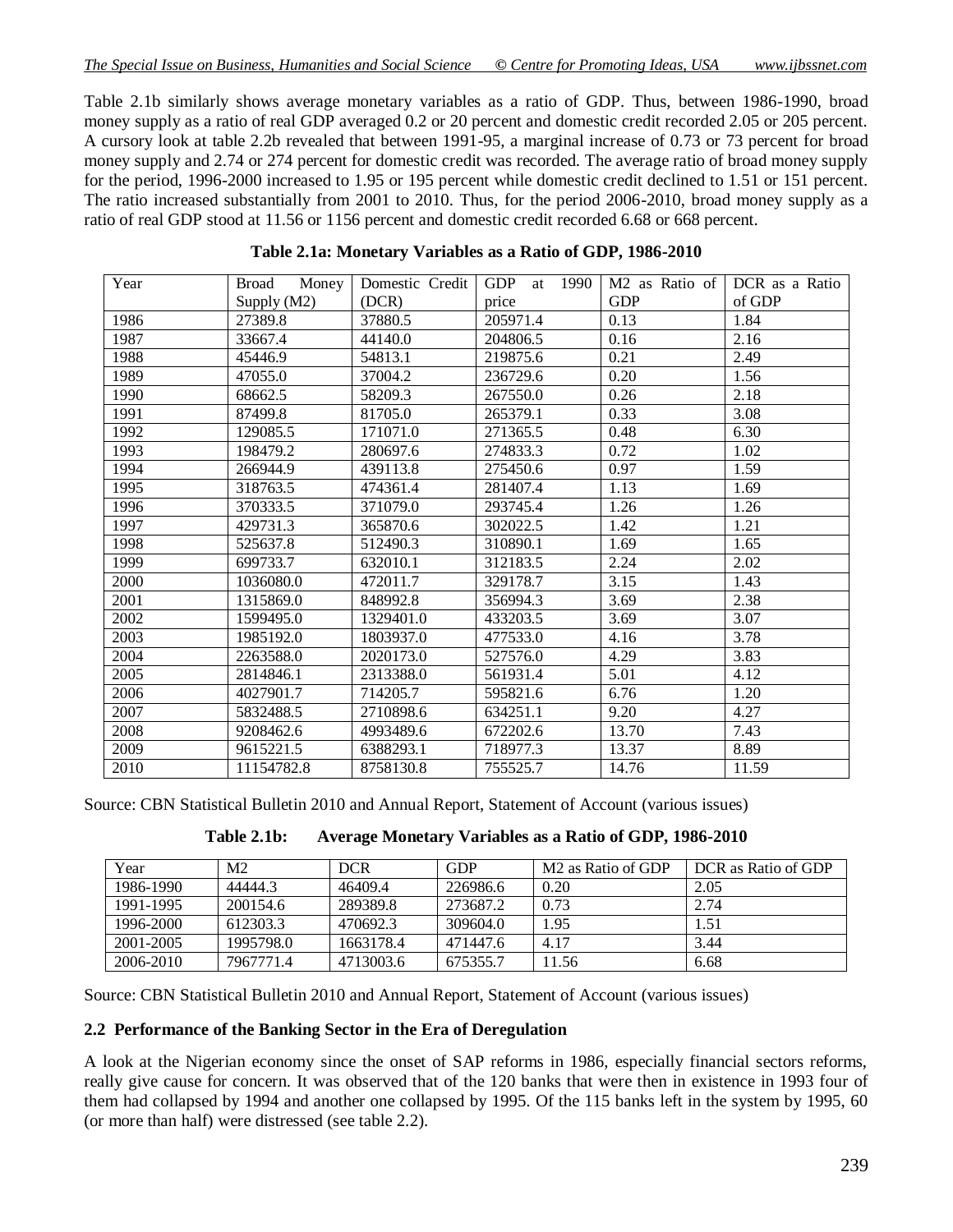Table 2.1b similarly shows average monetary variables as a ratio of GDP. Thus, between 1986-1990, broad money supply as a ratio of real GDP averaged 0.2 or 20 percent and domestic credit recorded 2.05 or 205 percent. A cursory look at table 2.2b revealed that between 1991-95, a marginal increase of 0.73 or 73 percent for broad money supply and 2.74 or 274 percent for domestic credit was recorded. The average ratio of broad money supply for the period, 1996-2000 increased to 1.95 or 195 percent while domestic credit declined to 1.51 or 151 percent. The ratio increased substantially from 2001 to 2010. Thus, for the period 2006-2010, broad money supply as a ratio of real GDP stood at 11.56 or 1156 percent and domestic credit recorded 6.68 or 668 percent.

**Table 2.1a: Monetary Variables as a Ratio of GDP, 1986-2010**

| Year | Broad Money Supply (M2) | Domestic Credit (DCR) | GDP at 1990 price | M2 as Ratio of GDP | DCR as a Ratio of GDP |
|---|---|---|---|---|---|
| 1986 | 27389.8 | 37880.5 | 205971.4 | 0.13 | 1.84 |
| 1987 | 33667.4 | 44140.0 | 204806.5 | 0.16 | 2.16 |
| 1988 | 45446.9 | 54813.1 | 219875.6 | 0.21 | 2.49 |
| 1989 | 47055.0 | 37004.2 | 236729.6 | 0.20 | 1.56 |
| 1990 | 68662.5 | 58209.3 | 267550.0 | 0.26 | 2.18 |
| 1991 | 87499.8 | 81705.0 | 265379.1 | 0.33 | 3.08 |
| 1992 | 129085.5 | 171071.0 | 271365.5 | 0.48 | 6.30 |
| 1993 | 198479.2 | 280697.6 | 274833.3 | 0.72 | 1.02 |
| 1994 | 266944.9 | 439113.8 | 275450.6 | 0.97 | 1.59 |
| 1995 | 318763.5 | 474361.4 | 281407.4 | 1.13 | 1.69 |
| 1996 | 370333.5 | 371079.0 | 293745.4 | 1.26 | 1.26 |
| 1997 | 429731.3 | 365870.6 | 302022.5 | 1.42 | 1.21 |
| 1998 | 525637.8 | 512490.3 | 310890.1 | 1.69 | 1.65 |
| 1999 | 699733.7 | 632010.1 | 312183.5 | 2.24 | 2.02 |
| 2000 | 1036080.0 | 472011.7 | 329178.7 | 3.15 | 1.43 |
| 2001 | 1315869.0 | 848992.8 | 356994.3 | 3.69 | 2.38 |
| 2002 | 1599495.0 | 1329401.0 | 433203.5 | 3.69 | 3.07 |
| 2003 | 1985192.0 | 1803937.0 | 477533.0 | 4.16 | 3.78 |
| 2004 | 2263588.0 | 2020173.0 | 527576.0 | 4.29 | 3.83 |
| 2005 | 2814846.1 | 2313388.0 | 561931.4 | 5.01 | 4.12 |
| 2006 | 4027901.7 | 714205.7 | 595821.6 | 6.76 | 1.20 |
| 2007 | 5832488.5 | 2710898.6 | 634251.1 | 9.20 | 4.27 |
| 2008 | 9208462.6 | 4993489.6 | 672202.6 | 13.70 | 7.43 |
| 2009 | 9615221.5 | 6388293.1 | 718977.3 | 13.37 | 8.89 |
| 2010 | 11154782.8 | 8758130.8 | 755525.7 | 14.76 | 11.59 |

Source: CBN Statistical Bulletin 2010 and Annual Report, Statement of Account (various issues)

**Table 2.1b: Average Monetary Variables as a Ratio of GDP, 1986-2010**

| Year | M2 | DCR | GDP | M2 as Ratio of GDP | DCR as Ratio of GDP |
|---|---|---|---|---|---|
| 1986-1990 | 44444.3 | 46409.4 | 226986.6 | 0.20 | 2.05 |
| 1991-1995 | 200154.6 | 289389.8 | 273687.2 | 0.73 | 2.74 |
| 1996-2000 | 612303.3 | 470692.3 | 309604.0 | 1.95 | 1.51 |
| 2001-2005 | 1995798.0 | 1663178.4 | 471447.6 | 4.17 | 3.44 |
| 2006-2010 | 7967771.4 | 4713003.6 | 675355.7 | 11.56 | 6.68 |

Source: CBN Statistical Bulletin 2010 and Annual Report, Statement of Account (various issues)

## 2.2 Performance of the Banking Sector in the Era of Deregulation

A look at the Nigerian economy since the onset of SAP reforms in 1986, especially financial sectors reforms, really give cause for concern. It was observed that of the 120 banks that were then in existence in 1993 four of them had collapsed by 1994 and another one collapsed by 1995. Of the 115 banks left in the system by 1995, 60 (or more than half) were distressed (see table 2.2).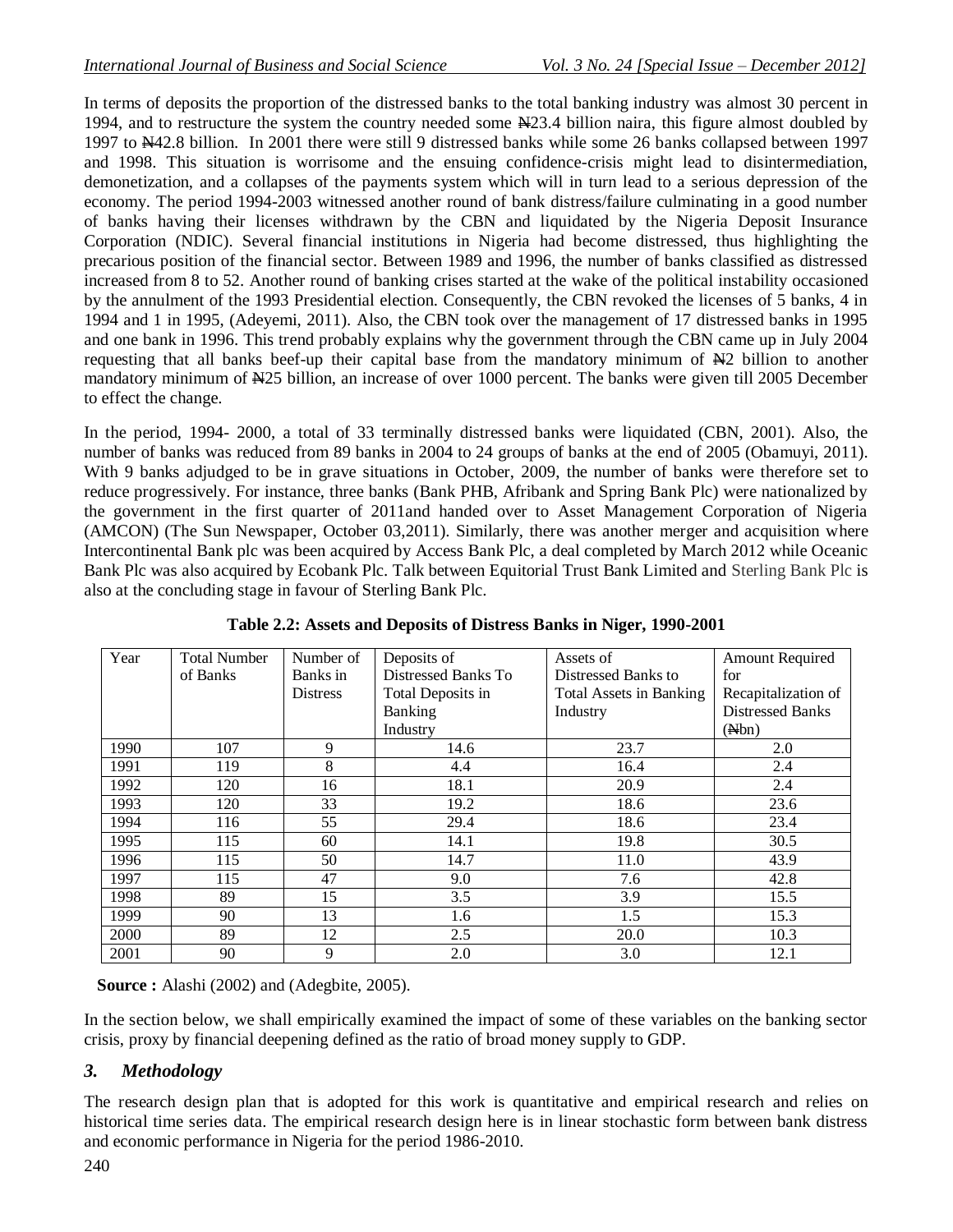In terms of deposits the proportion of the distressed banks to the total banking industry was almost 30 percent in 1994, and to restructure the system the country needed some ₦23.4 billion naira, this figure almost doubled by 1997 to ₦42.8 billion. In 2001 there were still 9 distressed banks while some 26 banks collapsed between 1997 and 1998. This situation is worrisome and the ensuing confidence-crisis might lead to disintermediation, demonetization, and a collapses of the payments system which will in turn lead to a serious depression of the economy. The period 1994-2003 witnessed another round of bank distress/failure culminating in a good number of banks having their licenses withdrawn by the CBN and liquidated by the Nigeria Deposit Insurance Corporation (NDIC). Several financial institutions in Nigeria had become distressed, thus highlighting the precarious position of the financial sector. Between 1989 and 1996, the number of banks classified as distressed increased from 8 to 52. Another round of banking crises started at the wake of the political instability occasioned by the annulment of the 1993 Presidential election. Consequently, the CBN revoked the licenses of 5 banks, 4 in 1994 and 1 in 1995, (Adeyemi, 2011). Also, the CBN took over the management of 17 distressed banks in 1995 and one bank in 1996. This trend probably explains why the government through the CBN came up in July 2004 requesting that all banks beef-up their capital base from the mandatory minimum of ₦2 billion to another mandatory minimum of ₦25 billion, an increase of over 1000 percent. The banks were given till 2005 December to effect the change.

In the period, 1994- 2000, a total of 33 terminally distressed banks were liquidated (CBN, 2001). Also, the number of banks was reduced from 89 banks in 2004 to 24 groups of banks at the end of 2005 (Obamuyi, 2011). With 9 banks adjudged to be in grave situations in October, 2009, the number of banks were therefore set to reduce progressively. For instance, three banks (Bank PHB, Afribank and Spring Bank Plc) were nationalized by the government in the first quarter of 2011and handed over to Asset Management Corporation of Nigeria (AMCON) (The Sun Newspaper, October 03,2011). Similarly, there was another merger and acquisition where Intercontinental Bank plc was been acquired by Access Bank Plc, a deal completed by March 2012 while Oceanic Bank Plc was also acquired by Ecobank Plc. Talk between Equitorial Trust Bank Limited and Sterling Bank Plc is also at the concluding stage in favour of Sterling Bank Plc.

**Table 2.2: Assets and Deposits of Distress Banks in Niger, 1990-2001**

| Year | Total Number of Banks | Number of Banks in Distress | Deposits of Distressed Banks To Total Deposits in Banking Industry | Assets of Distressed Banks to Total Assets in Banking Industry | Amount Required for Recapitalization of Distressed Banks (₦bn) |
|---|---|---|---|---|---|
| 1990 | 107 | 9 | 14.6 | 23.7 | 2.0 |
| 1991 | 119 | 8 | 4.4 | 16.4 | 2.4 |
| 1992 | 120 | 16 | 18.1 | 20.9 | 2.4 |
| 1993 | 120 | 33 | 19.2 | 18.6 | 23.6 |
| 1994 | 116 | 55 | 29.4 | 18.6 | 23.4 |
| 1995 | 115 | 60 | 14.1 | 19.8 | 30.5 |
| 1996 | 115 | 50 | 14.7 | 11.0 | 43.9 |
| 1997 | 115 | 47 | 9.0 | 7.6 | 42.8 |
| 1998 | 89 | 15 | 3.5 | 3.9 | 15.5 |
| 1999 | 90 | 13 | 1.6 | 1.5 | 15.3 |
| 2000 | 89 | 12 | 2.5 | 20.0 | 10.3 |
| 2001 | 90 | 9 | 2.0 | 3.0 | 12.1 |

**Source :** Alashi (2002) and (Adegbite, 2005).

In the section below, we shall empirically examined the impact of some of these variables on the banking sector crisis, proxy by financial deepening defined as the ratio of broad money supply to GDP.

## *3. Methodology*

The research design plan that is adopted for this work is quantitative and empirical research and relies on historical time series data. The empirical research design here is in linear stochastic form between bank distress and economic performance in Nigeria for the period 1986-2010.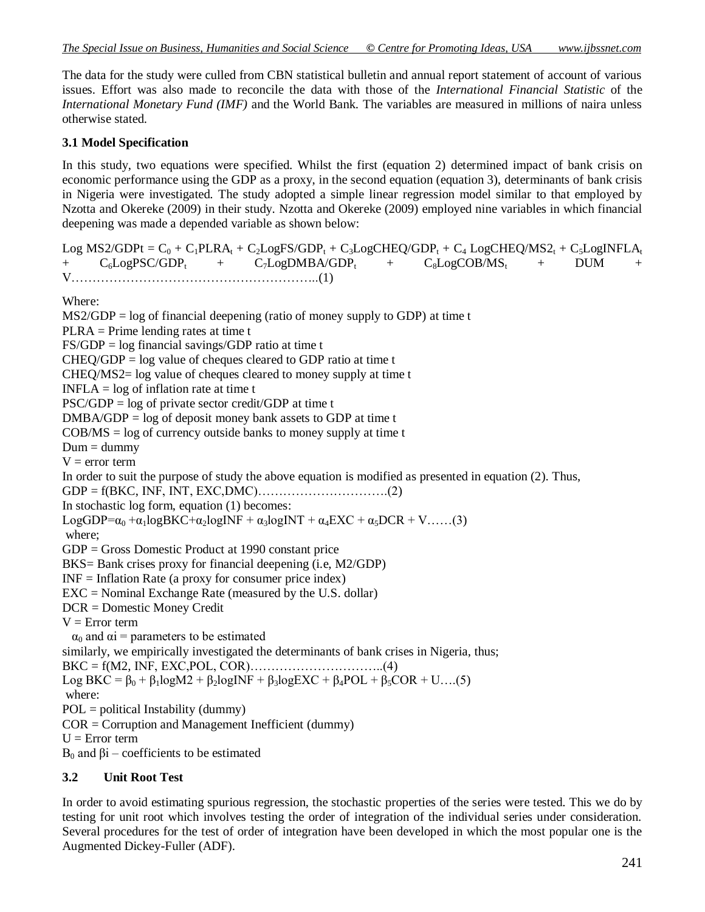The data for the study were culled from CBN statistical bulletin and annual report statement of account of various issues. Effort was also made to reconcile the data with those of the *International Financial Statistic* of the *International Monetary Fund (IMF)* and the World Bank. The variables are measured in millions of naira unless otherwise stated.

### 3.1 Model Specification

In this study, two equations were specified. Whilst the first (equation 2) determined impact of bank crisis on economic performance using the GDP as a proxy, in the second equation (equation 3), determinants of bank crisis in Nigeria were investigated. The study adopted a simple linear regression model similar to that employed by Nzotta and Okereke (2009) in their study. Nzotta and Okereke (2009) employed nine variables in which financial deepening was made a depended variable as shown below:

$$\text{Log } MS2/GDPt = C_0 + C_1PLRA_t + C_2LogFS/GDP_t + C_3LogCHEQ/GDP_t + C_4 \text{ Log}CHEQ/MS2_t + C_5LogINFLA_t + C_6LogPSC/GDP_t + C_7LogDMBA/GDP_t + C_8LogCOB/MS_t + DUM + V \quad \ldots(1)$$

Where:
MS2/GDP = log of financial deepening (ratio of money supply to GDP) at time t
PLRA = Prime lending rates at time t
FS/GDP = log financial savings/GDP ratio at time t
CHEQ/GDP = log value of cheques cleared to GDP ratio at time t
CHEQ/MS2= log value of cheques cleared to money supply at time t
INFLA = log of inflation rate at time t
PSC/GDP = log of private sector credit/GDP at time t
DMBA/GDP = log of deposit money bank assets to GDP at time t
COB/MS = log of currency outside banks to money supply at time t
Dum = dummy
V = error term
In order to suit the purpose of study the above equation is modified as presented in equation (2). Thus,

$$GDP = f(BKC, INF, INT, EXC, DMC) \quad \ldots(2)$$

In stochastic log form, equation (1) becomes:

$$\text{Log}GDP = \alpha_0 + \alpha_1 \log BKC + \alpha_2 \log INF + \alpha_3 \log INT + \alpha_4 EXC + \alpha_5 DCR + V \quad \ldots(3)$$

where;
GDP = Gross Domestic Product at 1990 constant price
BKS= Bank crises proxy for financial deepening (i.e, M2/GDP)
INF = Inflation Rate (a proxy for consumer price index)
EXC = Nominal Exchange Rate (measured by the U.S. dollar)
DCR = Domestic Money Credit
V = Error term
$\alpha_0$ and $\alpha i$ = parameters to be estimated
similarly, we empirically investigated the determinants of bank crises in Nigeria, thus;

$$BKC = f(M2, INF, EXC, POL, COR) \quad \ldots(4)$$

$$\text{Log } BKC = \beta_0 + \beta_1 \log M2 + \beta_2 \log INF + \beta_3 \log EXC + \beta_4 POL + \beta_5 COR + U \quad \ldots(5)$$

where:
POL = political Instability (dummy)
COR = Corruption and Management Inefficient (dummy)
U = Error term
$B_0$ and $\beta i$ – coefficients to be estimated

### 3.2 Unit Root Test

In order to avoid estimating spurious regression, the stochastic properties of the series were tested. This we do by testing for unit root which involves testing the order of integration of the individual series under consideration. Several procedures for the test of order of integration have been developed in which the most popular one is the Augmented Dickey-Fuller (ADF).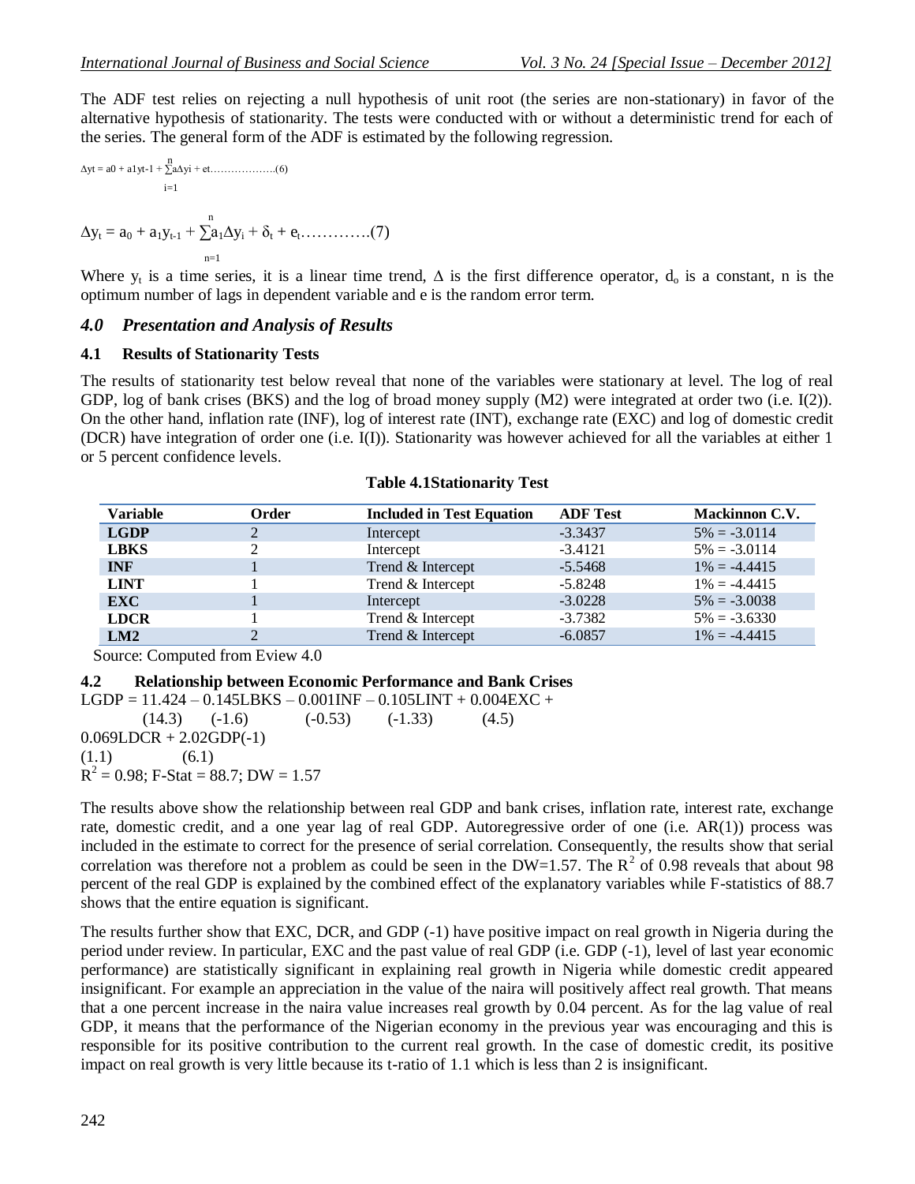The ADF test relies on rejecting a null hypothesis of unit root (the series are non-stationary) in favor of the alternative hypothesis of stationarity. The tests were conducted with or without a deterministic trend for each of the series. The general form of the ADF is estimated by the following regression.

$$\Delta yt = a0 + a1yt\text{-}1 + \sum_{i=1}^{n} a\Delta yi + et \text{……………….(6)}$$

$$\Delta y_t = a_0 + a_1 y_{t-1} + \sum_{n=1}^{n} a_1 \Delta y_i + \delta_t + e_t \text{………….(7)}$$

Where $y_t$ is a time series, it is a linear time trend, $\Delta$ is the first difference operator, $d_o$ is a constant, n is the optimum number of lags in dependent variable and e is the random error term.

## *4.0 Presentation and Analysis of Results*

### 4.1 Results of Stationarity Tests

The results of stationarity test below reveal that none of the variables were stationary at level. The log of real GDP, log of bank crises (BKS) and the log of broad money supply (M2) were integrated at order two (i.e. I(2)). On the other hand, inflation rate (INF), log of interest rate (INT), exchange rate (EXC) and log of domestic credit (DCR) have integration of order one (i.e. I(I)). Stationarity was however achieved for all the variables at either 1 or 5 percent confidence levels.

**Table 4.1Stationarity Test**

| Variable | Order | Included in Test Equation | ADF Test | Mackinnon C.V. |
|---|---|---|---|---|
| **LGDP** | 2 | Intercept | -3.3437 | 5% = -3.0114 |
| **LBKS** | 2 | Intercept | -3.4121 | 5% = -3.0114 |
| **INF** | 1 | Trend & Intercept | -5.5468 | 1% = -4.4415 |
| **LINT** | 1 | Trend & Intercept | -5.8248 | 1% = -4.4415 |
| **EXC** | 1 | Intercept | -3.0228 | 5% = -3.0038 |
| **LDCR** | 1 | Trend & Intercept | -3.7382 | 5% = -3.6330 |
| **LM2** | 2 | Trend & Intercept | -6.0857 | 1% = -4.4415 |

Source: Computed from Eview 4.0

### 4.2 Relationship between Economic Performance and Bank Crises

$$LGDP = 11.424 - 0.145LBKS - 0.001INF - 0.105LINT + 0.004EXC + 0.069LDCR + 2.02GDP(-1)$$

$$(14.3) \quad (-1.6) \quad (-0.53) \quad (-1.33) \quad (4.5) \quad (1.1) \quad (6.1)$$

$R^2 = 0.98$; F-Stat = 88.7; DW = 1.57

The results above show the relationship between real GDP and bank crises, inflation rate, interest rate, exchange rate, domestic credit, and a one year lag of real GDP. Autoregressive order of one (i.e. AR(1)) process was included in the estimate to correct for the presence of serial correlation. Consequently, the results show that serial correlation was therefore not a problem as could be seen in the DW=1.57. The $R^2$ of 0.98 reveals that about 98 percent of the real GDP is explained by the combined effect of the explanatory variables while F-statistics of 88.7 shows that the entire equation is significant.

The results further show that EXC, DCR, and GDP (-1) have positive impact on real growth in Nigeria during the period under review. In particular, EXC and the past value of real GDP (i.e. GDP (-1), level of last year economic performance) are statistically significant in explaining real growth in Nigeria while domestic credit appeared insignificant. For example an appreciation in the value of the naira will positively affect real growth. That means that a one percent increase in the naira value increases real growth by 0.04 percent. As for the lag value of real GDP, it means that the performance of the Nigerian economy in the previous year was encouraging and this is responsible for its positive contribution to the current real growth. In the case of domestic credit, its positive impact on real growth is very little because its t-ratio of 1.1 which is less than 2 is insignificant.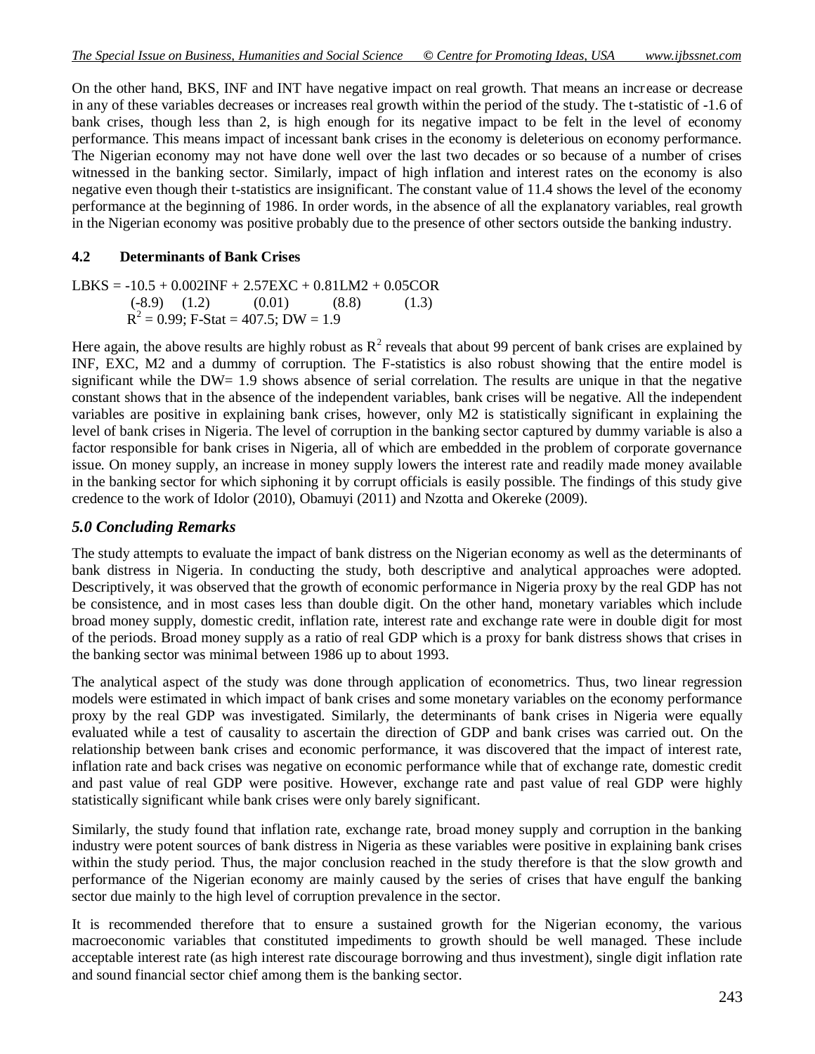On the other hand, BKS, INF and INT have negative impact on real growth. That means an increase or decrease in any of these variables decreases or increases real growth within the period of the study. The t-statistic of -1.6 of bank crises, though less than 2, is high enough for its negative impact to be felt in the level of economy performance. This means impact of incessant bank crises in the economy is deleterious on economy performance. The Nigerian economy may not have done well over the last two decades or so because of a number of crises witnessed in the banking sector. Similarly, impact of high inflation and interest rates on the economy is also negative even though their t-statistics are insignificant. The constant value of 11.4 shows the level of the economy performance at the beginning of 1986. In order words, in the absence of all the explanatory variables, real growth in the Nigerian economy was positive probably due to the presence of other sectors outside the banking industry.

### 4.2 Determinants of Bank Crises

$$LBKS = -10.5 + 0.002INF + 2.57EXC + 0.81LM2 + 0.05COR$$
$$(-8.9) \quad (1.2) \quad (0.01) \quad (8.8) \quad (1.3)$$
$$R^2 = 0.99;\ F\text{-Stat} = 407.5;\ DW = 1.9$$

Here again, the above results are highly robust as $R^2$ reveals that about 99 percent of bank crises are explained by INF, EXC, M2 and a dummy of corruption. The F-statistics is also robust showing that the entire model is significant while the DW= 1.9 shows absence of serial correlation. The results are unique in that the negative constant shows that in the absence of the independent variables, bank crises will be negative. All the independent variables are positive in explaining bank crises, however, only M2 is statistically significant in explaining the level of bank crises in Nigeria. The level of corruption in the banking sector captured by dummy variable is also a factor responsible for bank crises in Nigeria, all of which are embedded in the problem of corporate governance issue. On money supply, an increase in money supply lowers the interest rate and readily made money available in the banking sector for which siphoning it by corrupt officials is easily possible. The findings of this study give credence to the work of Idolor (2010), Obamuyi (2011) and Nzotta and Okereke (2009).

## *5.0 Concluding Remarks*

The study attempts to evaluate the impact of bank distress on the Nigerian economy as well as the determinants of bank distress in Nigeria. In conducting the study, both descriptive and analytical approaches were adopted. Descriptively, it was observed that the growth of economic performance in Nigeria proxy by the real GDP has not be consistence, and in most cases less than double digit. On the other hand, monetary variables which include broad money supply, domestic credit, inflation rate, interest rate and exchange rate were in double digit for most of the periods. Broad money supply as a ratio of real GDP which is a proxy for bank distress shows that crises in the banking sector was minimal between 1986 up to about 1993.

The analytical aspect of the study was done through application of econometrics. Thus, two linear regression models were estimated in which impact of bank crises and some monetary variables on the economy performance proxy by the real GDP was investigated. Similarly, the determinants of bank crises in Nigeria were equally evaluated while a test of causality to ascertain the direction of GDP and bank crises was carried out. On the relationship between bank crises and economic performance, it was discovered that the impact of interest rate, inflation rate and back crises was negative on economic performance while that of exchange rate, domestic credit and past value of real GDP were positive. However, exchange rate and past value of real GDP were highly statistically significant while bank crises were only barely significant.

Similarly, the study found that inflation rate, exchange rate, broad money supply and corruption in the banking industry were potent sources of bank distress in Nigeria as these variables were positive in explaining bank crises within the study period. Thus, the major conclusion reached in the study therefore is that the slow growth and performance of the Nigerian economy are mainly caused by the series of crises that have engulf the banking sector due mainly to the high level of corruption prevalence in the sector.

It is recommended therefore that to ensure a sustained growth for the Nigerian economy, the various macroeconomic variables that constituted impediments to growth should be well managed. These include acceptable interest rate (as high interest rate discourage borrowing and thus investment), single digit inflation rate and sound financial sector chief among them is the banking sector.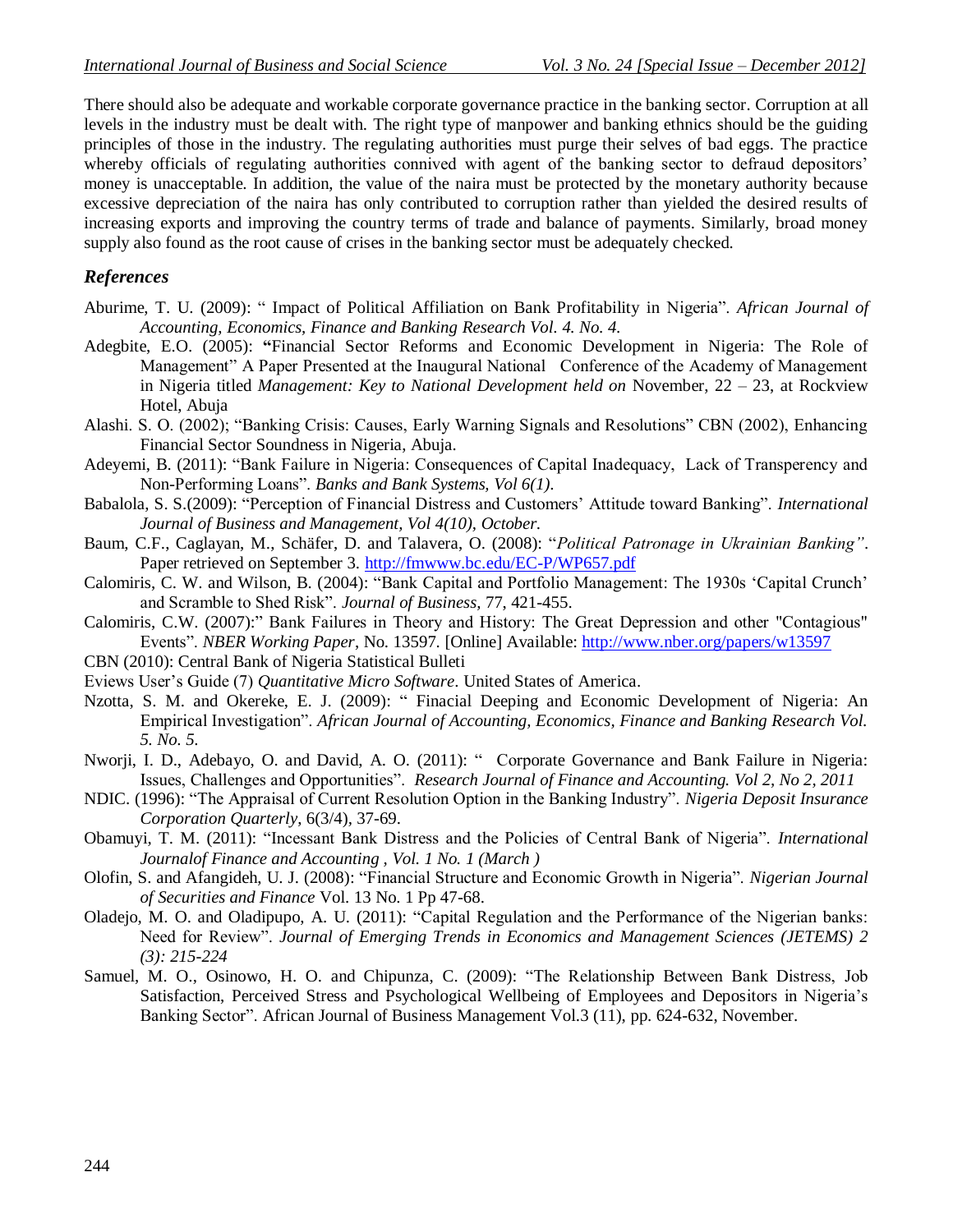There should also be adequate and workable corporate governance practice in the banking sector. Corruption at all levels in the industry must be dealt with. The right type of manpower and banking ethnics should be the guiding principles of those in the industry. The regulating authorities must purge their selves of bad eggs. The practice whereby officials of regulating authorities connived with agent of the banking sector to defraud depositors' money is unacceptable. In addition, the value of the naira must be protected by the monetary authority because excessive depreciation of the naira has only contributed to corruption rather than yielded the desired results of increasing exports and improving the country terms of trade and balance of payments. Similarly, broad money supply also found as the root cause of crises in the banking sector must be adequately checked.

## *References*

Aburime, T. U. (2009): " Impact of Political Affiliation on Bank Profitability in Nigeria". *African Journal of Accounting, Economics, Finance and Banking Research Vol. 4. No. 4.*

Adegbite, E.O. (2005): **"**Financial Sector Reforms and Economic Development in Nigeria: The Role of Management" A Paper Presented at the Inaugural National Conference of the Academy of Management in Nigeria titled *Management: Key to National Development held on* November, 22 – 23, at Rockview Hotel, Abuja

Alashi. S. O. (2002); "Banking Crisis: Causes, Early Warning Signals and Resolutions" CBN (2002), Enhancing Financial Sector Soundness in Nigeria, Abuja.

Adeyemi, B. (2011): "Bank Failure in Nigeria: Consequences of Capital Inadequacy, Lack of Transperency and Non-Performing Loans". *Banks and Bank Systems, Vol 6(1).*

Babalola, S. S.(2009): "Perception of Financial Distress and Customers' Attitude toward Banking". *International Journal of Business and Management, Vol 4(10), October.*

Baum, C.F., Caglayan, M., Schäfer, D. and Talavera, O. (2008): "*Political Patronage in Ukrainian Banking"*. Paper retrieved on September 3. http://fmwww.bc.edu/EC-P/WP657.pdf

Calomiris, C. W. and Wilson, B. (2004): "Bank Capital and Portfolio Management: The 1930s 'Capital Crunch' and Scramble to Shed Risk". *Journal of Business,* 77, 421-455.

Calomiris, C.W. (2007):" Bank Failures in Theory and History: The Great Depression and other "Contagious" Events". *NBER Working Paper*, No. 13597. [Online] Available: http://www.nber.org/papers/w13597

CBN (2010): Central Bank of Nigeria Statistical Bulleti

Eviews User's Guide (7) *Quantitative Micro Software*. United States of America.

Nzotta, S. M. and Okereke, E. J. (2009): " Finacial Deeping and Economic Development of Nigeria: An Empirical Investigation". *African Journal of Accounting, Economics, Finance and Banking Research Vol. 5. No. 5.*

Nworji, I. D., Adebayo, O. and David, A. O. (2011): " Corporate Governance and Bank Failure in Nigeria: Issues, Challenges and Opportunities". *Research Journal of Finance and Accounting. Vol 2, No 2, 2011*

NDIC. (1996): "The Appraisal of Current Resolution Option in the Banking Industry". *Nigeria Deposit Insurance Corporation Quarterly*, 6(3/4), 37-69.

Obamuyi, T. M. (2011): "Incessant Bank Distress and the Policies of Central Bank of Nigeria". *International Journalof Finance and Accounting , Vol. 1 No. 1 (March )*

Olofin, S. and Afangideh, U. J. (2008): "Financial Structure and Economic Growth in Nigeria". *Nigerian Journal of Securities and Finance* Vol. 13 No. 1 Pp 47-68.

Oladejo, M. O. and Oladipupo, A. U. (2011): "Capital Regulation and the Performance of the Nigerian banks: Need for Review". *Journal of Emerging Trends in Economics and Management Sciences (JETEMS) 2 (3): 215-224*

Samuel, M. O., Osinowo, H. O. and Chipunza, C. (2009): "The Relationship Between Bank Distress, Job Satisfaction, Perceived Stress and Psychological Wellbeing of Employees and Depositors in Nigeria's Banking Sector". African Journal of Business Management Vol.3 (11), pp. 624-632, November.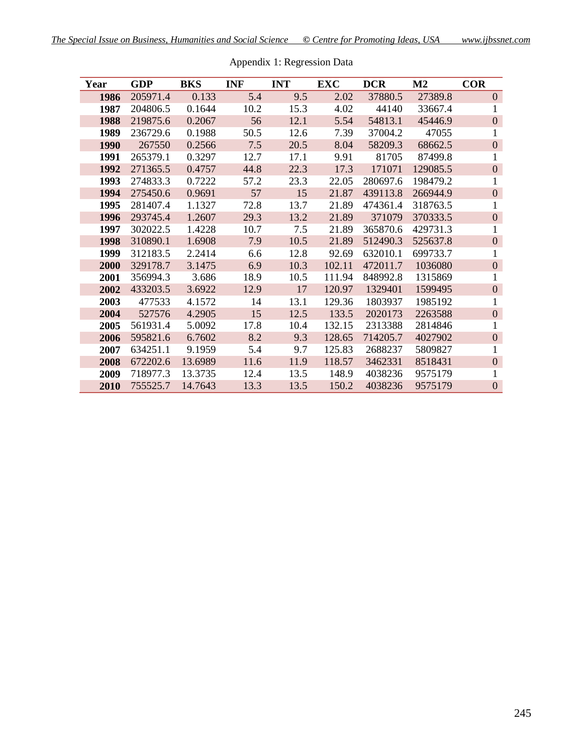Appendix 1: Regression Data

| Year | GDP | BKS | INF | INT | EXC | DCR | M2 | COR |
|---|---|---|---|---|---|---|---|---|
| **1986** | 205971.4 | 0.133 | 5.4 | 9.5 | 2.02 | 37880.5 | 27389.8 | 0 |
| **1987** | 204806.5 | 0.1644 | 10.2 | 15.3 | 4.02 | 44140 | 33667.4 | 1 |
| **1988** | 219875.6 | 0.2067 | 56 | 12.1 | 5.54 | 54813.1 | 45446.9 | 0 |
| **1989** | 236729.6 | 0.1988 | 50.5 | 12.6 | 7.39 | 37004.2 | 47055 | 1 |
| **1990** | 267550 | 0.2566 | 7.5 | 20.5 | 8.04 | 58209.3 | 68662.5 | 0 |
| **1991** | 265379.1 | 0.3297 | 12.7 | 17.1 | 9.91 | 81705 | 87499.8 | 1 |
| **1992** | 271365.5 | 0.4757 | 44.8 | 22.3 | 17.3 | 171071 | 129085.5 | 0 |
| **1993** | 274833.3 | 0.7222 | 57.2 | 23.3 | 22.05 | 280697.6 | 198479.2 | 1 |
| **1994** | 275450.6 | 0.9691 | 57 | 15 | 21.87 | 439113.8 | 266944.9 | 0 |
| **1995** | 281407.4 | 1.1327 | 72.8 | 13.7 | 21.89 | 474361.4 | 318763.5 | 1 |
| **1996** | 293745.4 | 1.2607 | 29.3 | 13.2 | 21.89 | 371079 | 370333.5 | 0 |
| **1997** | 302022.5 | 1.4228 | 10.7 | 7.5 | 21.89 | 365870.6 | 429731.3 | 1 |
| **1998** | 310890.1 | 1.6908 | 7.9 | 10.5 | 21.89 | 512490.3 | 525637.8 | 0 |
| **1999** | 312183.5 | 2.2414 | 6.6 | 12.8 | 92.69 | 632010.1 | 699733.7 | 1 |
| **2000** | 329178.7 | 3.1475 | 6.9 | 10.3 | 102.11 | 472011.7 | 1036080 | 0 |
| **2001** | 356994.3 | 3.686 | 18.9 | 10.5 | 111.94 | 848992.8 | 1315869 | 1 |
| **2002** | 433203.5 | 3.6922 | 12.9 | 17 | 120.97 | 1329401 | 1599495 | 0 |
| **2003** | 477533 | 4.1572 | 14 | 13.1 | 129.36 | 1803937 | 1985192 | 1 |
| **2004** | 527576 | 4.2905 | 15 | 12.5 | 133.5 | 2020173 | 2263588 | 0 |
| **2005** | 561931.4 | 5.0092 | 17.8 | 10.4 | 132.15 | 2313388 | 2814846 | 1 |
| **2006** | 595821.6 | 6.7602 | 8.2 | 9.3 | 128.65 | 714205.7 | 4027902 | 0 |
| **2007** | 634251.1 | 9.1959 | 5.4 | 9.7 | 125.83 | 2688237 | 5809827 | 1 |
| **2008** | 672202.6 | 13.6989 | 11.6 | 11.9 | 118.57 | 3462331 | 8518431 | 0 |
| **2009** | 718977.3 | 13.3735 | 12.4 | 13.5 | 148.9 | 4038236 | 9575179 | 1 |
| **2010** | 755525.7 | 14.7643 | 13.3 | 13.5 | 150.2 | 4038236 | 9575179 | 0 |